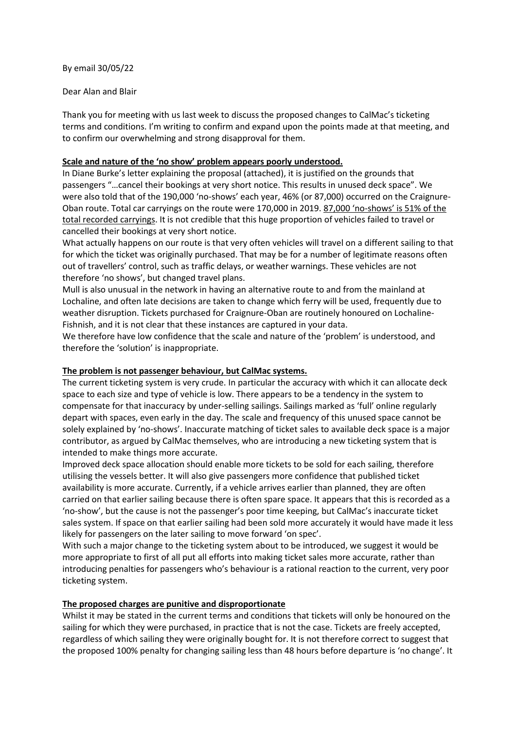By email 30/05/22

Dear Alan and Blair

Thank you for meeting with us last week to discuss the proposed changes to CalMac's ticketing terms and conditions. I'm writing to confirm and expand upon the points made at that meeting, and to confirm our overwhelming and strong disapproval for them.

**<u>Scale and nature of the 'no show' problem appears poorly understood.</u>**

In Diane Burke's letter explaining the proposal (attached), it is justified on the grounds that passengers "…cancel their bookings at very short notice. This results in unused deck space". We were also told that of the 190,000 'no-shows' each year, 46% (or 87,000) occurred on the Craignure-Oban route. Total car carryings on the route were 170,000 in 2019. <u>87,000 'no-shows' is 51% of the total recorded carryings</u>. It is not credible that this huge proportion of vehicles failed to travel or cancelled their bookings at very short notice.

What actually happens on our route is that very often vehicles will travel on a different sailing to that for which the ticket was originally purchased. That may be for a number of legitimate reasons often out of travellers' control, such as traffic delays, or weather warnings. These vehicles are not therefore 'no shows', but changed travel plans.

Mull is also unusual in the network in having an alternative route to and from the mainland at Lochaline, and often late decisions are taken to change which ferry will be used, frequently due to weather disruption. Tickets purchased for Craignure-Oban are routinely honoured on Lochaline-Fishnish, and it is not clear that these instances are captured in your data.

We therefore have low confidence that the scale and nature of the 'problem' is understood, and therefore the 'solution' is inappropriate.

**<u>The problem is not passenger behaviour, but CalMac systems.</u>**

The current ticketing system is very crude. In particular the accuracy with which it can allocate deck space to each size and type of vehicle is low. There appears to be a tendency in the system to compensate for that inaccuracy by under-selling sailings. Sailings marked as 'full' online regularly depart with spaces, even early in the day. The scale and frequency of this unused space cannot be solely explained by 'no-shows'. Inaccurate matching of ticket sales to available deck space is a major contributor, as argued by CalMac themselves, who are introducing a new ticketing system that is intended to make things more accurate.

Improved deck space allocation should enable more tickets to be sold for each sailing, therefore utilising the vessels better. It will also give passengers more confidence that published ticket availability is more accurate. Currently, if a vehicle arrives earlier than planned, they are often carried on that earlier sailing because there is often spare space. It appears that this is recorded as a 'no-show', but the cause is not the passenger's poor time keeping, but CalMac's inaccurate ticket sales system. If space on that earlier sailing had been sold more accurately it would have made it less likely for passengers on the later sailing to move forward 'on spec'.

With such a major change to the ticketing system about to be introduced, we suggest it would be more appropriate to first of all put all efforts into making ticket sales more accurate, rather than introducing penalties for passengers who's behaviour is a rational reaction to the current, very poor ticketing system.

**<u>The proposed charges are punitive and disproportionate</u>**

Whilst it may be stated in the current terms and conditions that tickets will only be honoured on the sailing for which they were purchased, in practice that is not the case. Tickets are freely accepted, regardless of which sailing they were originally bought for. It is not therefore correct to suggest that the proposed 100% penalty for changing sailing less than 48 hours before departure is 'no change'. It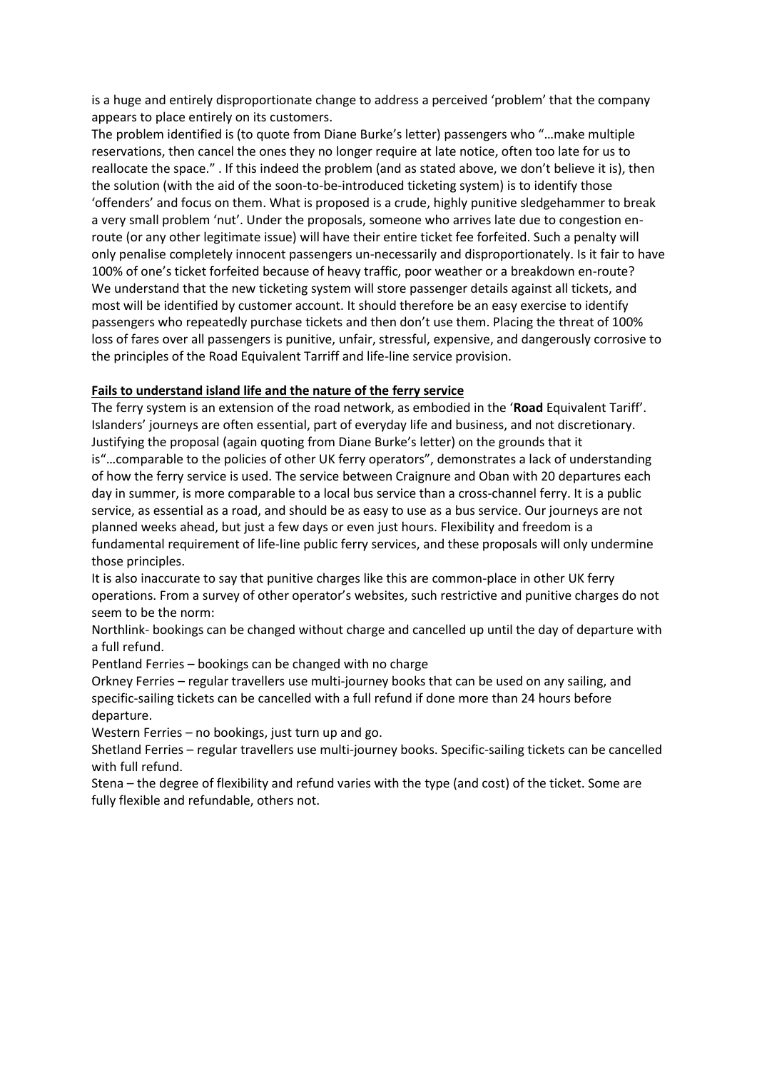is a huge and entirely disproportionate change to address a perceived 'problem' that the company appears to place entirely on its customers.

The problem identified is (to quote from Diane Burke's letter) passengers who "…make multiple reservations, then cancel the ones they no longer require at late notice, often too late for us to reallocate the space." . If this indeed the problem (and as stated above, we don't believe it is), then the solution (with the aid of the soon-to-be-introduced ticketing system) is to identify those 'offenders' and focus on them. What is proposed is a crude, highly punitive sledgehammer to break a very small problem 'nut'. Under the proposals, someone who arrives late due to congestion en-route (or any other legitimate issue) will have their entire ticket fee forfeited. Such a penalty will only penalise completely innocent passengers un-necessarily and disproportionately. Is it fair to have 100% of one's ticket forfeited because of heavy traffic, poor weather or a breakdown en-route? We understand that the new ticketing system will store passenger details against all tickets, and most will be identified by customer account. It should therefore be an easy exercise to identify passengers who repeatedly purchase tickets and then don't use them. Placing the threat of 100% loss of fares over all passengers is punitive, unfair, stressful, expensive, and dangerously corrosive to the principles of the Road Equivalent Tarriff and life-line service provision.

## Fails to understand island life and the nature of the ferry service

The ferry system is an extension of the road network, as embodied in the '**Road** Equivalent Tariff'. Islanders' journeys are often essential, part of everyday life and business, and not discretionary. Justifying the proposal (again quoting from Diane Burke's letter) on the grounds that it is"…comparable to the policies of other UK ferry operators", demonstrates a lack of understanding of how the ferry service is used. The service between Craignure and Oban with 20 departures each day in summer, is more comparable to a local bus service than a cross-channel ferry. It is a public service, as essential as a road, and should be as easy to use as a bus service. Our journeys are not planned weeks ahead, but just a few days or even just hours. Flexibility and freedom is a fundamental requirement of life-line public ferry services, and these proposals will only undermine those principles.

It is also inaccurate to say that punitive charges like this are common-place in other UK ferry operations. From a survey of other operator's websites, such restrictive and punitive charges do not seem to be the norm:

Northlink- bookings can be changed without charge and cancelled up until the day of departure with a full refund.

Pentland Ferries – bookings can be changed with no charge

Orkney Ferries – regular travellers use multi-journey books that can be used on any sailing, and specific-sailing tickets can be cancelled with a full refund if done more than 24 hours before departure.

Western Ferries – no bookings, just turn up and go.

Shetland Ferries – regular travellers use multi-journey books. Specific-sailing tickets can be cancelled with full refund.

Stena – the degree of flexibility and refund varies with the type (and cost) of the ticket. Some are fully flexible and refundable, others not.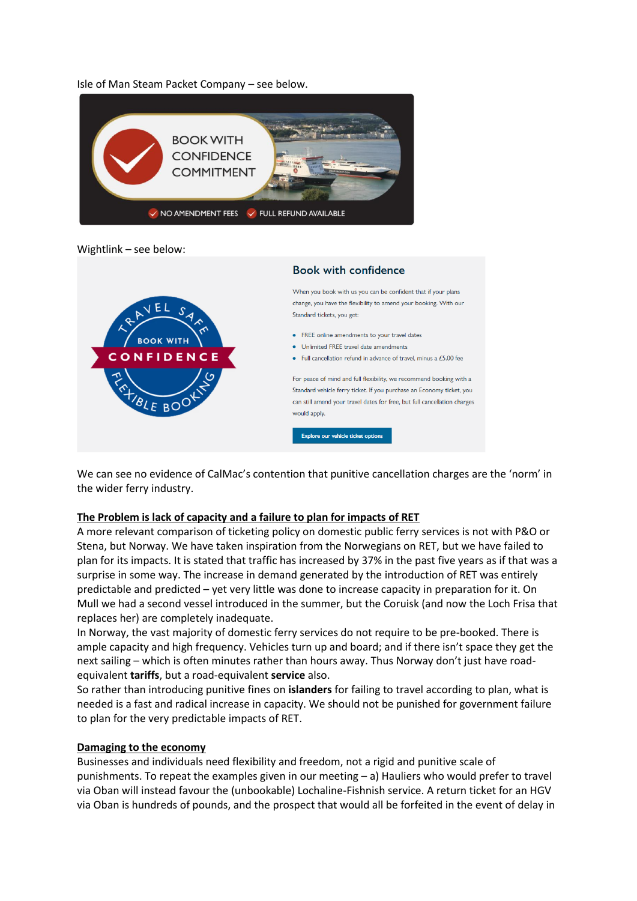Isle of Man Steam Packet Company – see below.

BOOK WITH CONFIDENCE COMMITMENT

NO AMENDMENT FEES FULL REFUND AVAILABLE

Wightlink – see below:

TRAVEL SAFE BOOK WITH CONFIDENCE FLEXIBLE BOOKING

Book with confidence

When you book with us you can be confident that if your plans change, you have the flexibility to amend your booking. With our Standard tickets, you get:

- FREE online amendments to your travel dates
- Unlimited FREE travel date amendments
- Full cancellation refund in advance of travel, minus a £5.00 fee

For peace of mind and full flexibility, we recommend booking with a Standard vehicle ferry ticket. If you purchase an Economy ticket, you can still amend your travel dates for free, but full cancellation charges would apply.

Explore our vehicle ticket options

We can see no evidence of CalMac's contention that punitive cancellation charges are the 'norm' in the wider ferry industry.

**The Problem is lack of capacity and a failure to plan for impacts of RET**

A more relevant comparison of ticketing policy on domestic public ferry services is not with P&O or Stena, but Norway. We have taken inspiration from the Norwegians on RET, but we have failed to plan for its impacts. It is stated that traffic has increased by 37% in the past five years as if that was a surprise in some way. The increase in demand generated by the introduction of RET was entirely predictable and predicted – yet very little was done to increase capacity in preparation for it. On Mull we had a second vessel introduced in the summer, but the Coruisk (and now the Loch Frisa that replaces her) are completely inadequate.

In Norway, the vast majority of domestic ferry services do not require to be pre-booked. There is ample capacity and high frequency. Vehicles turn up and board; and if there isn't space they get the next sailing – which is often minutes rather than hours away. Thus Norway don't just have road-equivalent **tariffs**, but a road-equivalent **service** also.

So rather than introducing punitive fines on **islanders** for failing to travel according to plan, what is needed is a fast and radical increase in capacity. We should not be punished for government failure to plan for the very predictable impacts of RET.

**Damaging to the economy**

Businesses and individuals need flexibility and freedom, not a rigid and punitive scale of punishments. To repeat the examples given in our meeting – a) Hauliers who would prefer to travel via Oban will instead favour the (unbookable) Lochaline-Fishnish service. A return ticket for an HGV via Oban is hundreds of pounds, and the prospect that would all be forfeited in the event of delay in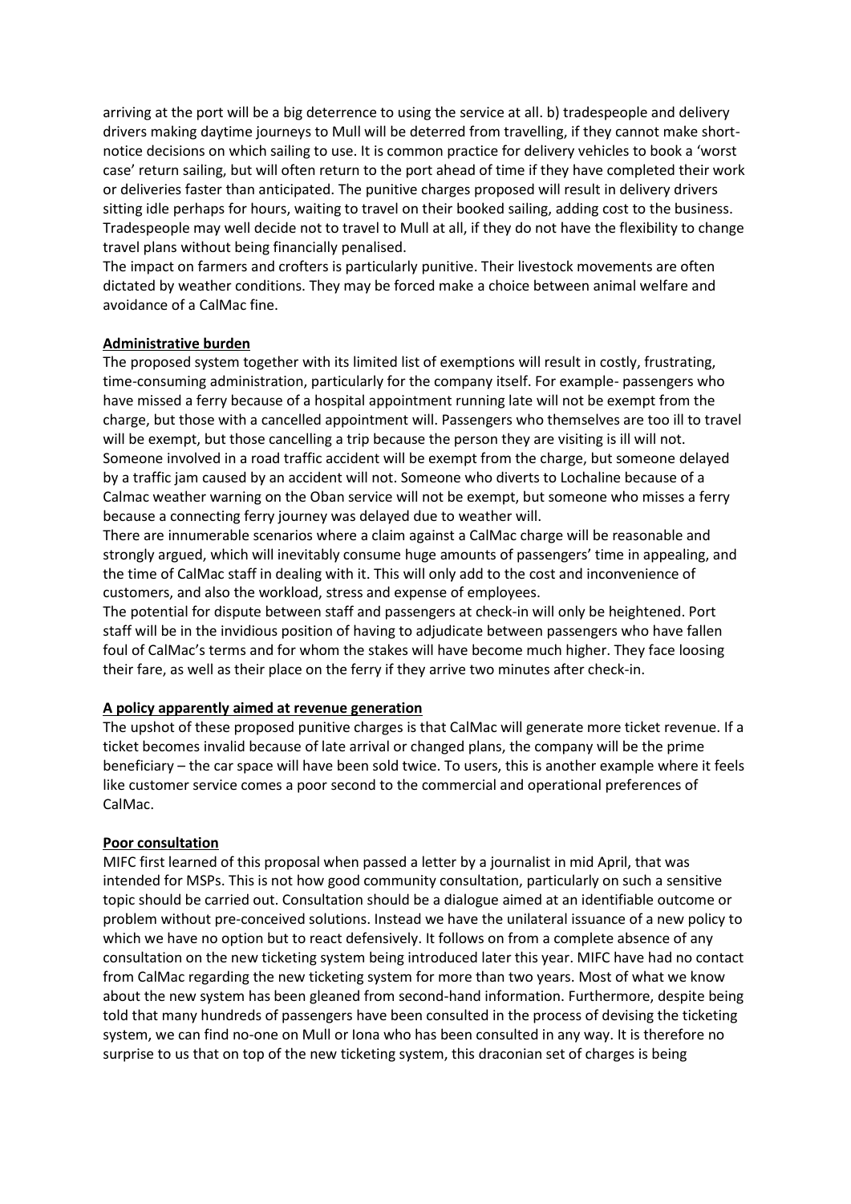arriving at the port will be a big deterrence to using the service at all. b) tradespeople and delivery drivers making daytime journeys to Mull will be deterred from travelling, if they cannot make short-notice decisions on which sailing to use. It is common practice for delivery vehicles to book a 'worst case' return sailing, but will often return to the port ahead of time if they have completed their work or deliveries faster than anticipated. The punitive charges proposed will result in delivery drivers sitting idle perhaps for hours, waiting to travel on their booked sailing, adding cost to the business. Tradespeople may well decide not to travel to Mull at all, if they do not have the flexibility to change travel plans without being financially penalised.

The impact on farmers and crofters is particularly punitive. Their livestock movements are often dictated by weather conditions. They may be forced make a choice between animal welfare and avoidance of a CalMac fine.

**Administrative burden**

The proposed system together with its limited list of exemptions will result in costly, frustrating, time-consuming administration, particularly for the company itself. For example- passengers who have missed a ferry because of a hospital appointment running late will not be exempt from the charge, but those with a cancelled appointment will. Passengers who themselves are too ill to travel will be exempt, but those cancelling a trip because the person they are visiting is ill will not. Someone involved in a road traffic accident will be exempt from the charge, but someone delayed by a traffic jam caused by an accident will not. Someone who diverts to Lochaline because of a Calmac weather warning on the Oban service will not be exempt, but someone who misses a ferry because a connecting ferry journey was delayed due to weather will.

There are innumerable scenarios where a claim against a CalMac charge will be reasonable and strongly argued, which will inevitably consume huge amounts of passengers' time in appealing, and the time of CalMac staff in dealing with it. This will only add to the cost and inconvenience of customers, and also the workload, stress and expense of employees.

The potential for dispute between staff and passengers at check-in will only be heightened. Port staff will be in the invidious position of having to adjudicate between passengers who have fallen foul of CalMac's terms and for whom the stakes will have become much higher. They face loosing their fare, as well as their place on the ferry if they arrive two minutes after check-in.

**A policy apparently aimed at revenue generation**

The upshot of these proposed punitive charges is that CalMac will generate more ticket revenue. If a ticket becomes invalid because of late arrival or changed plans, the company will be the prime beneficiary – the car space will have been sold twice. To users, this is another example where it feels like customer service comes a poor second to the commercial and operational preferences of CalMac.

**Poor consultation**

MIFC first learned of this proposal when passed a letter by a journalist in mid April, that was intended for MSPs. This is not how good community consultation, particularly on such a sensitive topic should be carried out. Consultation should be a dialogue aimed at an identifiable outcome or problem without pre-conceived solutions. Instead we have the unilateral issuance of a new policy to which we have no option but to react defensively. It follows on from a complete absence of any consultation on the new ticketing system being introduced later this year. MIFC have had no contact from CalMac regarding the new ticketing system for more than two years. Most of what we know about the new system has been gleaned from second-hand information. Furthermore, despite being told that many hundreds of passengers have been consulted in the process of devising the ticketing system, we can find no-one on Mull or Iona who has been consulted in any way. It is therefore no surprise to us that on top of the new ticketing system, this draconian set of charges is being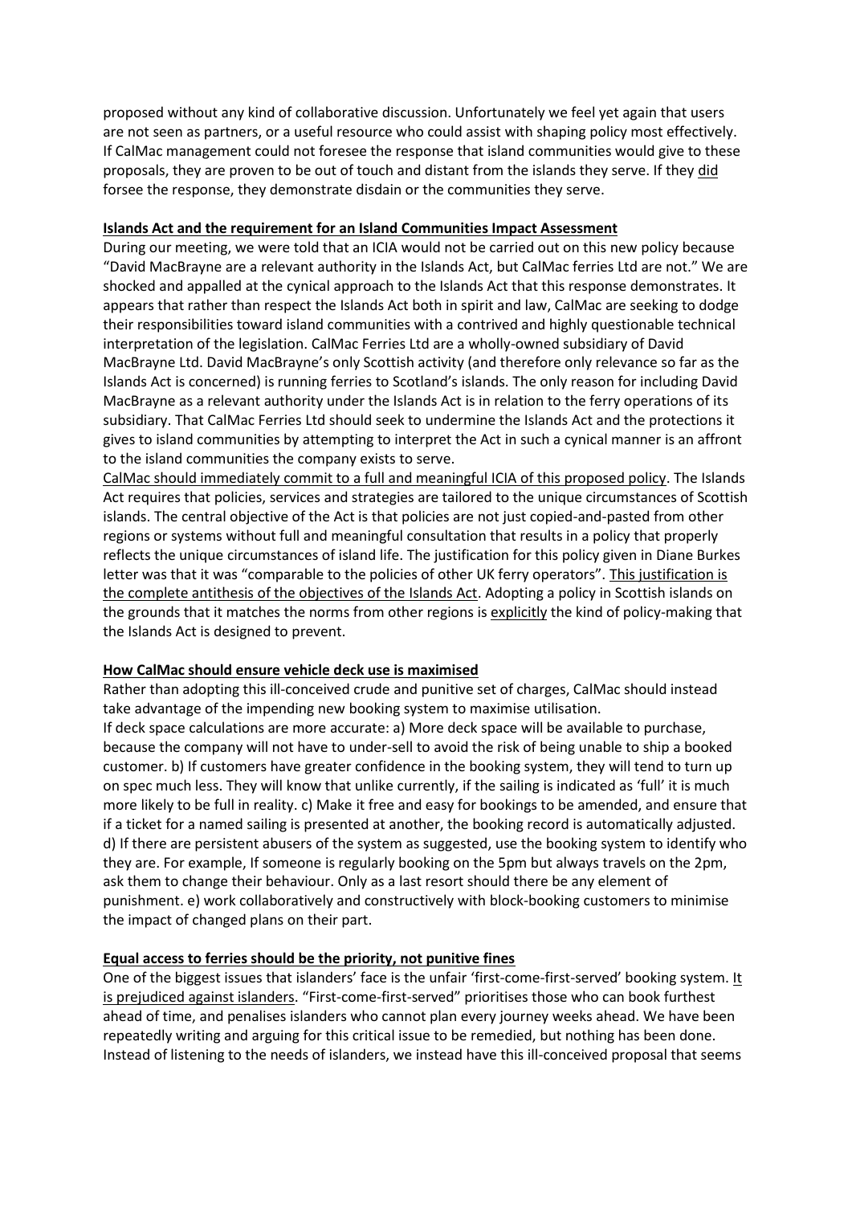proposed without any kind of collaborative discussion. Unfortunately we feel yet again that users are not seen as partners, or a useful resource who could assist with shaping policy most effectively. If CalMac management could not foresee the response that island communities would give to these proposals, they are proven to be out of touch and distant from the islands they serve. If they <u>did</u> forsee the response, they demonstrate disdain or the communities they serve.

**<u>Islands Act and the requirement for an Island Communities Impact Assessment</u>**

During our meeting, we were told that an ICIA would not be carried out on this new policy because "David MacBrayne are a relevant authority in the Islands Act, but CalMac ferries Ltd are not." We are shocked and appalled at the cynical approach to the Islands Act that this response demonstrates. It appears that rather than respect the Islands Act both in spirit and law, CalMac are seeking to dodge their responsibilities toward island communities with a contrived and highly questionable technical interpretation of the legislation. CalMac Ferries Ltd are a wholly-owned subsidiary of David MacBrayne Ltd. David MacBrayne's only Scottish activity (and therefore only relevance so far as the Islands Act is concerned) is running ferries to Scotland's islands. The only reason for including David MacBrayne as a relevant authority under the Islands Act is in relation to the ferry operations of its subsidiary. That CalMac Ferries Ltd should seek to undermine the Islands Act and the protections it gives to island communities by attempting to interpret the Act in such a cynical manner is an affront to the island communities the company exists to serve.

<u>CalMac should immediately commit to a full and meaningful ICIA of this proposed policy</u>. The Islands Act requires that policies, services and strategies are tailored to the unique circumstances of Scottish islands. The central objective of the Act is that policies are not just copied-and-pasted from other regions or systems without full and meaningful consultation that results in a policy that properly reflects the unique circumstances of island life. The justification for this policy given in Diane Burkes letter was that it was "comparable to the policies of other UK ferry operators". <u>This justification is the complete antithesis of the objectives of the Islands Act</u>. Adopting a policy in Scottish islands on the grounds that it matches the norms from other regions is <u>explicitly</u> the kind of policy-making that the Islands Act is designed to prevent.

**<u>How CalMac should ensure vehicle deck use is maximised</u>**

Rather than adopting this ill-conceived crude and punitive set of charges, CalMac should instead take advantage of the impending new booking system to maximise utilisation.

If deck space calculations are more accurate: a) More deck space will be available to purchase, because the company will not have to under-sell to avoid the risk of being unable to ship a booked customer. b) If customers have greater confidence in the booking system, they will tend to turn up on spec much less. They will know that unlike currently, if the sailing is indicated as 'full' it is much more likely to be full in reality. c) Make it free and easy for bookings to be amended, and ensure that if a ticket for a named sailing is presented at another, the booking record is automatically adjusted. d) If there are persistent abusers of the system as suggested, use the booking system to identify who they are. For example, If someone is regularly booking on the 5pm but always travels on the 2pm, ask them to change their behaviour. Only as a last resort should there be any element of punishment. e) work collaboratively and constructively with block-booking customers to minimise the impact of changed plans on their part.

**<u>Equal access to ferries should be the priority, not punitive fines</u>**

One of the biggest issues that islanders' face is the unfair 'first-come-first-served' booking system. <u>It is prejudiced against islanders</u>. "First-come-first-served" prioritises those who can book furthest ahead of time, and penalises islanders who cannot plan every journey weeks ahead. We have been repeatedly writing and arguing for this critical issue to be remedied, but nothing has been done. Instead of listening to the needs of islanders, we instead have this ill-conceived proposal that seems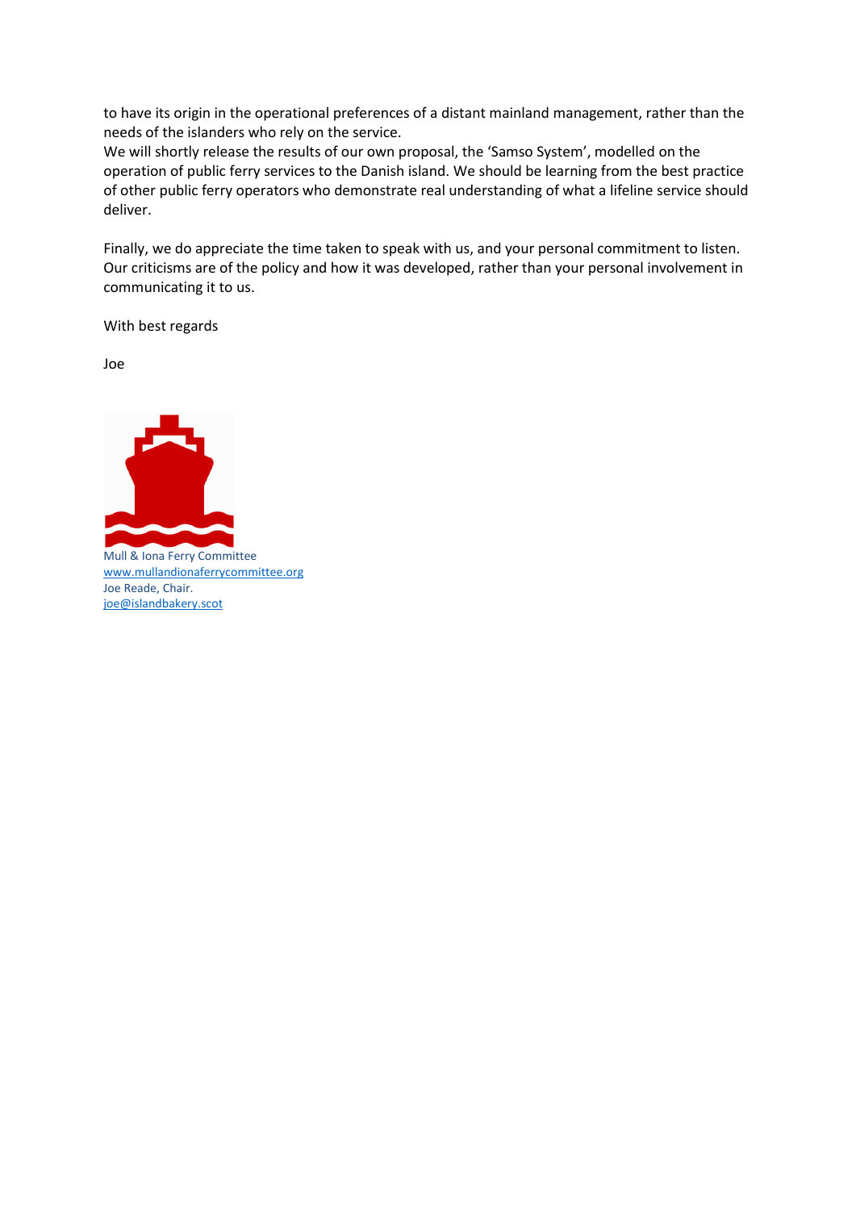to have its origin in the operational preferences of a distant mainland management, rather than the needs of the islanders who rely on the service.
We will shortly release the results of our own proposal, the 'Samso System', modelled on the operation of public ferry services to the Danish island. We should be learning from the best practice of other public ferry operators who demonstrate real understanding of what a lifeline service should deliver.

Finally, we do appreciate the time taken to speak with us, and your personal commitment to listen. Our criticisms are of the policy and how it was developed, rather than your personal involvement in communicating it to us.

With best regards

Joe

Mull & Iona Ferry Committee
[www.mullandionaferrycommittee.org](http://www.mullandionaferrycommittee.org)
Joe Reade, Chair.
[joe@islandbakery.scot](mailto:joe@islandbakery.scot)